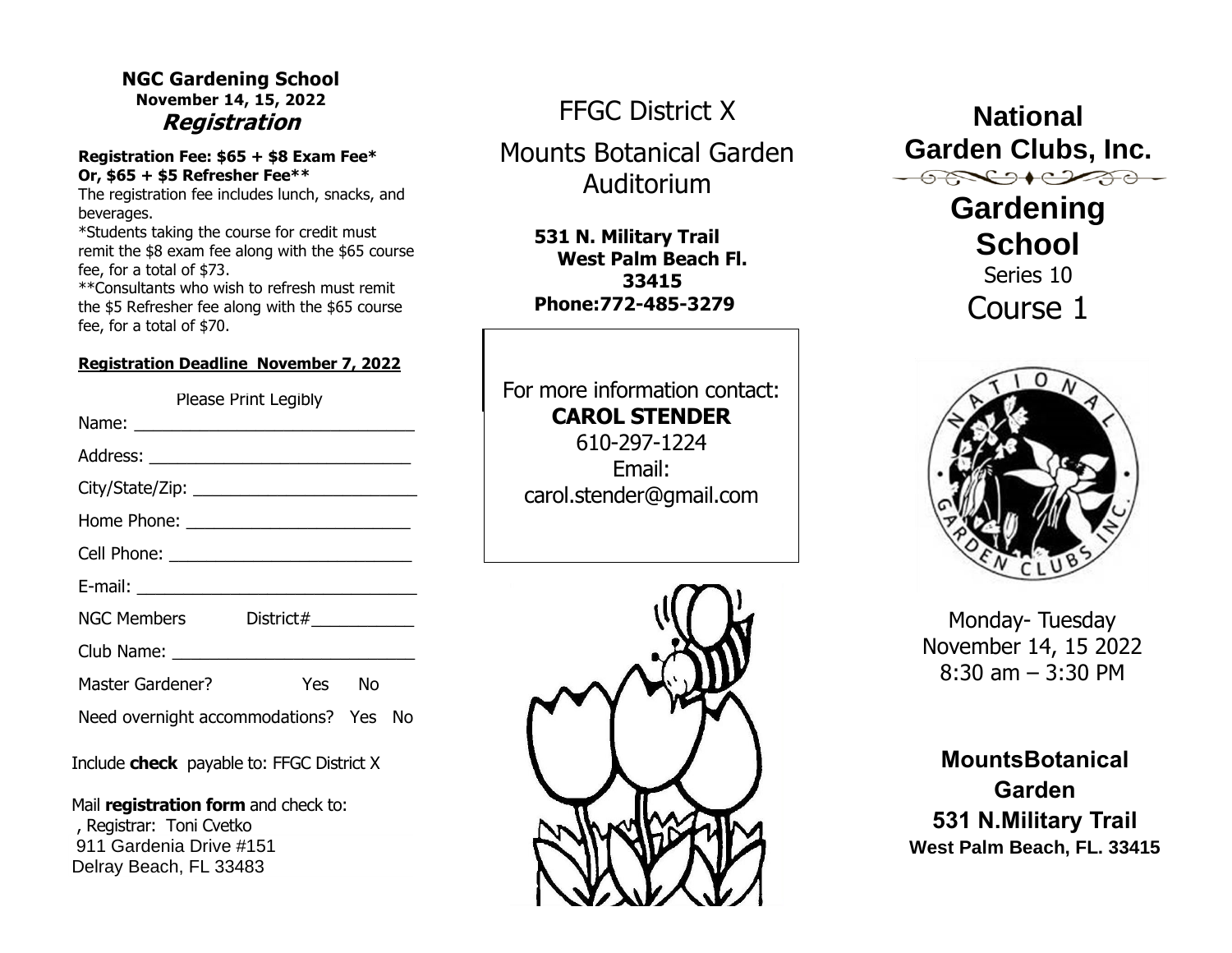## NGC Gardening School

**November 14, 15, 2022**

### *Registration*

**Registration Fee: $65 + $8 Exam Fee***
**Or, $65 + $5 Refresher Fee****

The registration fee includes lunch, snacks, and beverages.

*Students taking the course for credit must remit the $8 exam fee along with the $65 course fee, for a total of $73.

**Consultants who wish to refresh must remit the $5 Refresher fee along with the $65 course fee, for a total of $70.

**Registration Deadline November 7, 2022**

Please Print Legibly

Name: ______________________________

Address: ____________________________

City/State/Zip: ________________________

Home Phone: ________________________

Cell Phone: __________________________

E-mail: ______________________________

NGC Members District#___________

Club Name: __________________________

Master Gardener? Yes No

Need overnight accommodations? Yes No

Include **check** payable to: FFGC District X

Mail **registration form** and check to:
, Registrar: Toni Cvetko
911 Gardenia Drive #151
Delray Beach, FL 33483

FFGC District X

Mounts Botanical Garden Auditorium

**531 N. Military Trail**
**West Palm Beach Fl. 33415**
**Phone:772-485-3279**

For more information contact:
**CAROL STENDER**
610-297-1224
Email:
carol.stender@gmail.com

# National Garden Clubs, Inc.

## Gardening School

Series 10

Course 1

Monday- Tuesday
November 14, 15 2022
8:30 am – 3:30 PM

**MountsBotanical Garden**
**531 N.Military Trail**
**West Palm Beach, FL. 33415**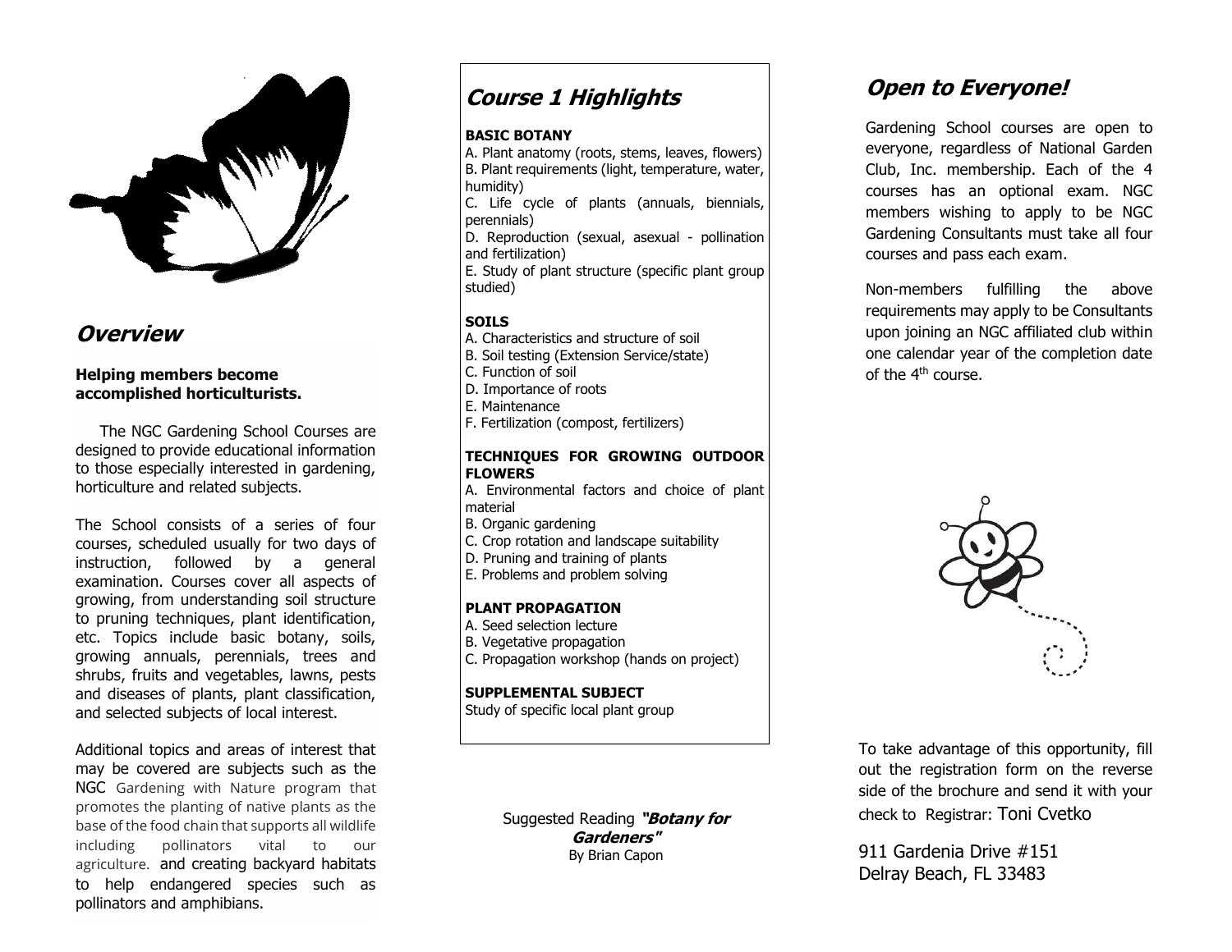## Overview

**Helping members become accomplished horticulturists.**

The NGC Gardening School Courses are designed to provide educational information to those especially interested in gardening, horticulture and related subjects.

The School consists of a series of four courses, scheduled usually for two days of instruction, followed by a general examination. Courses cover all aspects of growing, from understanding soil structure to pruning techniques, plant identification, etc. Topics include basic botany, soils, growing annuals, perennials, trees and shrubs, fruits and vegetables, lawns, pests and diseases of plants, plant classification, and selected subjects of local interest.

Additional topics and areas of interest that may be covered are subjects such as the NGC Gardening with Nature program that promotes the planting of native plants as the base of the food chain that supports all wildlife including pollinators vital to our agriculture. and creating backyard habitats to help endangered species such as pollinators and amphibians.

## Course 1 Highlights

**BASIC BOTANY**

A. Plant anatomy (roots, stems, leaves, flowers)
B. Plant requirements (light, temperature, water, humidity)
C. Life cycle of plants (annuals, biennials, perennials)
D. Reproduction (sexual, asexual - pollination and fertilization)
E. Study of plant structure (specific plant group studied)

**SOILS**

A. Characteristics and structure of soil
B. Soil testing (Extension Service/state)
C. Function of soil
D. Importance of roots
E. Maintenance
F. Fertilization (compost, fertilizers)

**TECHNIQUES FOR GROWING OUTDOOR FLOWERS**

A. Environmental factors and choice of plant material
B. Organic gardening
C. Crop rotation and landscape suitability
D. Pruning and training of plants
E. Problems and problem solving

**PLANT PROPAGATION**

A. Seed selection lecture
B. Vegetative propagation
C. Propagation workshop (hands on project)

**SUPPLEMENTAL SUBJECT**

Study of specific local plant group

Suggested Reading ***"Botany for Gardeners"***
By Brian Capon

## Open to Everyone!

Gardening School courses are open to everyone, regardless of National Garden Club, Inc. membership. Each of the 4 courses has an optional exam. NGC members wishing to apply to be NGC Gardening Consultants must take all four courses and pass each exam.

Non-members fulfilling the above requirements may apply to be Consultants upon joining an NGC affiliated club within one calendar year of the completion date of the 4th course.

To take advantage of this opportunity, fill out the registration form on the reverse side of the brochure and send it with your check to Registrar: Toni Cvetko

911 Gardenia Drive #151
Delray Beach, FL 33483